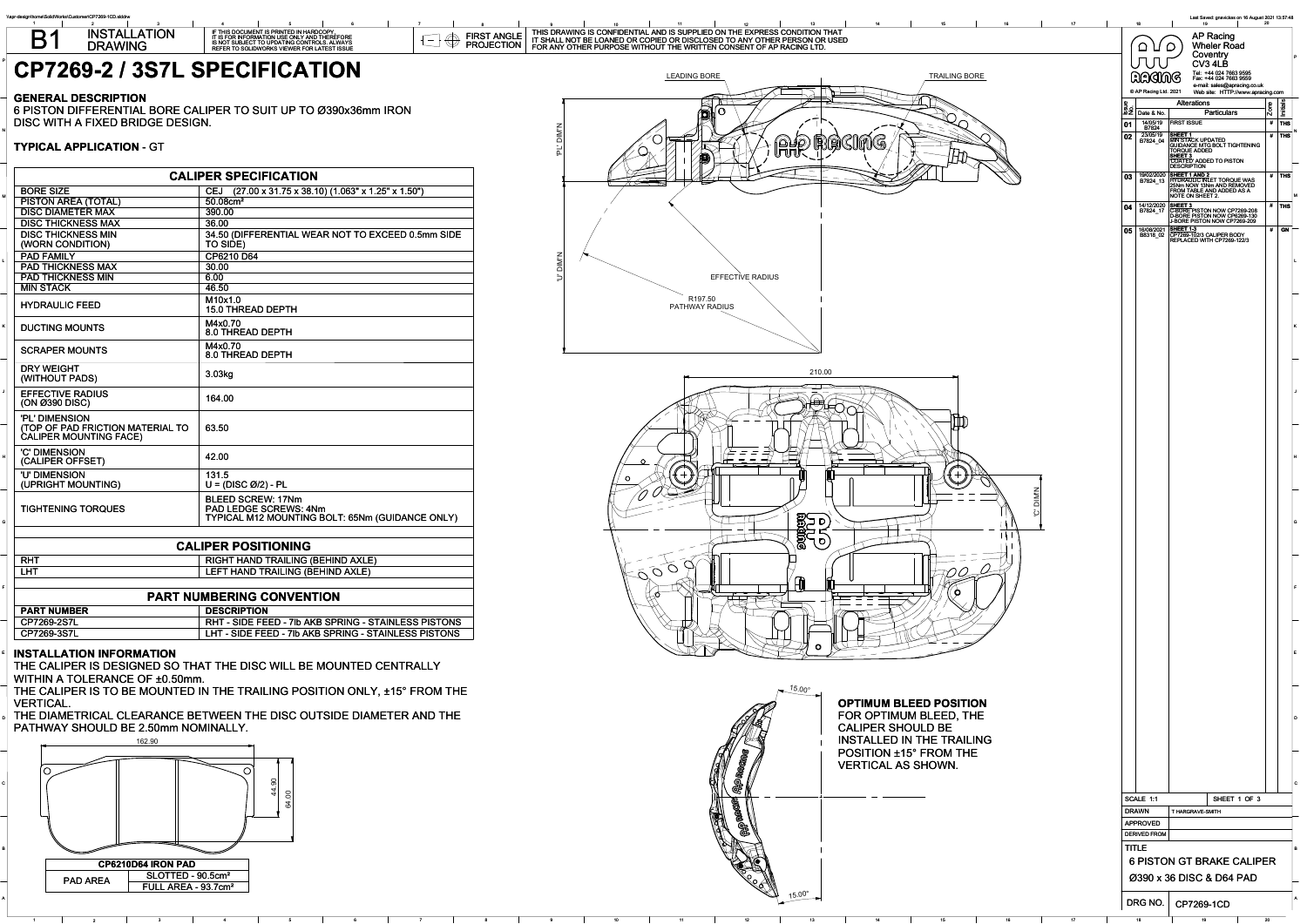# B1 INSTALLATION DRAWING

IF THIS DOCUMENT IS PRINTED IN HARDCOPY IT IS FOR INFORMATION USE ONLY AND THEREFORE IS NOT SUBJECT TO UPDATING CONTROLS. ALWAYS REFER TO SOLIDWORKS VIEWER FOR LATEST ISSUE

FIRST ANGLE PROJECTION

THIS DRAWING IS CONFIDENTIAL AND IS SUPPLIED ON THE EXPRESS CONDITION THAT IT SHALL NOT BE LOANED OR COPIED OR DISCLOSED TO ANY OTHER PERSON OR USED FOR ANY OTHER PURPOSE WITHOUT THE WRITTEN CONSENT OF AP RACING LTD.

# CP7269-2 / 3S7L SPECIFICATION

## GENERAL DESCRIPTION

6 PISTON DIFFERENTIAL BORE CALIPER TO SUIT UP TO Ø390x36mm IRON DISC WITH A FIXED BRIDGE DESIGN.

## TYPICAL APPLICATION - GT

| CALIPER SPECIFICATION | |
|---|---|
| BORE SIZE | CEJ (27.00 x 31.75 x 38.10) (1.063" x 1.25" x 1.50") |
| PISTON AREA (TOTAL) | 50.08cm² |
| DISC DIAMETER MAX | 390.00 |
| DISC THICKNESS MAX | 36.00 |
| DISC THICKNESS MIN (WORN CONDITION) | 34.50 (DIFFERENTIAL WEAR NOT TO EXCEED 0.5mm SIDE TO SIDE) |
| PAD FAMILY | CP6210 D64 |
| PAD THICKNESS MAX | 30.00 |
| PAD THICKNESS MIN | 6.00 |
| MIN STACK | 46.50 |
| HYDRAULIC FEED | M10x1.0<br>15.0 THREAD DEPTH |
| DUCTING MOUNTS | M4x0.70<br>8.0 THREAD DEPTH |
| SCRAPER MOUNTS | M4x0.70<br>8.0 THREAD DEPTH |
| DRY WEIGHT (WITHOUT PADS) | 3.03kg |
| EFFECTIVE RADIUS (ON Ø390 DISC) | 164.00 |
| 'PL' DIMENSION (TOP OF PAD FRICTION MATERIAL TO CALIPER MOUNTING FACE) | 63.50 |
| 'C' DIMENSION (CALIPER OFFSET) | 42.00 |
| 'U' DIMENSION (UPRIGHT MOUNTING) | 131.5<br>U = (DISC Ø/2) - PL |
| TIGHTENING TORQUES | BLEED SCREW: 17Nm<br>PAD LEDGE SCREWS: 4Nm<br>TYPICAL M12 MOUNTING BOLT: 65Nm (GUIDANCE ONLY) |

| CALIPER POSITIONING | |
|---|---|
| RHT | RIGHT HAND TRAILING (BEHIND AXLE) |
| LHT | LEFT HAND TRAILING (BEHIND AXLE) |

| PART NUMBERING CONVENTION | |
|---|---|
| PART NUMBER | DESCRIPTION |
| CP7269-2S7L | RHT - SIDE FEED - 7lb AKB SPRING - STAINLESS PISTONS |
| CP7269-3S7L | LHT - SIDE FEED - 7lb AKB SPRING - STAINLESS PISTONS |

## INSTALLATION INFORMATION

THE CALIPER IS DESIGNED SO THAT THE DISC WILL BE MOUNTED CENTRALLY WITHIN A TOLERANCE OF ±0.50mm.

THE CALIPER IS TO BE MOUNTED IN THE TRAILING POSITION ONLY, ±15° FROM THE VERTICAL.

THE DIAMETRICAL CLEARANCE BETWEEN THE DISC OUTSIDE DIAMETER AND THE PATHWAY SHOULD BE 2.50mm NOMINALLY.

162.90 | 44.90 | 64.00

| CP6210D64 IRON PAD | |
|---|---|
| PAD AREA | SLOTTED - 90.5cm² |
| | FULL AREA - 93.7cm² |

LEADING BORE | TRAILING BORE | 'PL' DIM'N | 'U' DIM'N | EFFECTIVE RADIUS | R197.50 PATHWAY RADIUS | 210.00 | 'C' DIM'N | 15.00° | 15.00°

## OPTIMUM BLEED POSITION

FOR OPTIMUM BLEED, THE CALIPER SHOULD BE INSTALLED IN THE TRAILING POSITION ±15° FROM THE VERTICAL AS SHOWN.

AP Racing
Wheler Road
Coventry
CV3 4LB
Tel: +44 024 7663 9595
Fax: +44 024 7663 9559
e-mail: sales@apracing.co.uk
Web site: HTTP://www.apracing.com
© AP Racing Ltd. 2021

| Issue No. | Date & No. | Alterations - Particulars | Zone | Initials |
|---|---|---|---|---|
| 01 | 14/05/19 B7824 | FIRST ISSUE | # | THS |
| 02 | 23/05/19 B7824_04 | SHEET 1: MIN STACK UPDATED; GUIDANCE MTG BOLT TIGHTENING TORQUE ADDED. SHEET 3: 'COATED' ADDED TO PISTON DESCRIPTION | # | THS |
| 03 | 19/02/2020 B7824_13 | SHEET 1 AND 2: HYDRAULIC INLET TORQUE WAS 25Nm NOW 13Nm AND REMOVED FROM TABLE AND ADDED AS A NOTE ON SHEET 2. | # | THS |
| 04 | 14/12/2020 B7824_17 | SHEET 3: C-BORE PISTON NOW CP7269-208; D-BORE PISTON NOW CP6269-130; J-BORE PISTON NOW CP7269-209 | # | THS |
| 05 | 18/08/2021 B8318_02 | SHEET 1-3: CP7269-102/3 CALIPER BODY REPLACED WITH CP7269-122/3 | # | GN |

SCALE 1:1 | SHEET 1 OF 3

DRAWN: T HARGRAVE-SMITH

APPROVED:

DERIVED FROM:

TITLE: 6 PISTON GT BRAKE CALIPER Ø390 x 36 DISC & D64 PAD

DRG NO. CP7269-1CD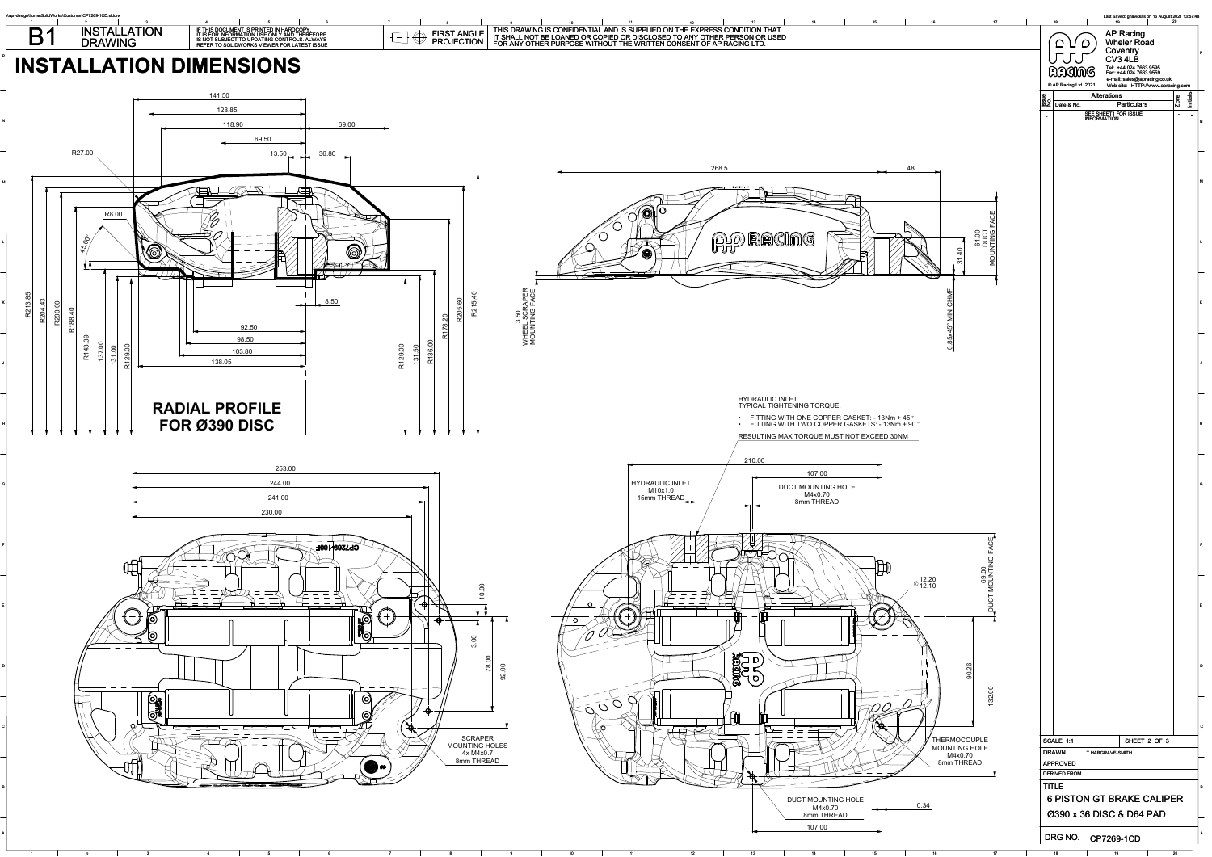# B1 INSTALLATION DRAWING

IF THIS DOCUMENT IS PRINTED IN HARDCOPY IT IS FOR INFORMATION USE ONLY AND THEREFORE IS NOT SUBJECT TO UPDATING CONTROLS. ALWAYS REFER TO SOLIDWORKS VIEWER FOR LATEST ISSUE

FIRST ANGLE PROJECTION

THIS DRAWING IS CONFIDENTIAL AND IS SUPPLIED ON THE EXPRESS CONDITION THAT IT SHALL NOT BE LOANED OR COPIED OR DISCLOSED TO ANY OTHER PERSON OR USED FOR ANY OTHER PURPOSE WITHOUT THE WRITTEN CONSENT OF AP RACING LTD.

# INSTALLATION DIMENSIONS

**RADIAL PROFILE FOR Ø390 DISC**

HYDRAULIC INLET
TYPICAL TIGHTENING TORQUE:

- FITTING WITH ONE COPPER GASKET: - 13Nm + 45 °
- FITTING WITH TWO COPPER GASKETS: - 13Nm + 90 °

RESULTING MAX TORQUE MUST NOT EXCEED 30NM

HYDRAULIC INLET
M10x1.0
15mm THREAD

DUCT MOUNTING HOLE
M4x0.70
8mm THREAD

SCRAPER MOUNTING HOLES
4x M4x0.7
8mm THREAD

THERMOCOUPLE MOUNTING HOLE
M4x0.70
8mm THREAD

DUCT MOUNTING HOLE
M4x0.70
8mm THREAD

3.50 WHEEL SCRAPER MOUNTING FACE

61.00 DUCT MOUNTING FACE

69.00 DUCT MOUNTING FACE

0.85x45° MIN CHMF

AP Racing
Wheler Road
Coventry
CV3 4LB
Tel: +44 024 7663 9595
Fax: +44 024 7663 9559
e-mail: sales@apracing.co.uk
Web site: HTTP://www.apracing.com

© AP Racing Ltd. 2021

| Issue No. | Date & No. | Alterations Particulars | Zone | Initials |
|---|---|---|---|---|
| - | - | SEE SHEET1 FOR ISSUE INFORMATION. | - | - |

| SCALE 1:1 | SHEET 2 OF 3 |
|---|---|
| DRAWN | T HARGRAVE-SMITH |
| APPROVED | |
| DERIVED FROM | |

TITLE
6 PISTON GT BRAKE CALIPER
Ø390 x 36 DISC & D64 PAD

DRG NO. CP7269-1CD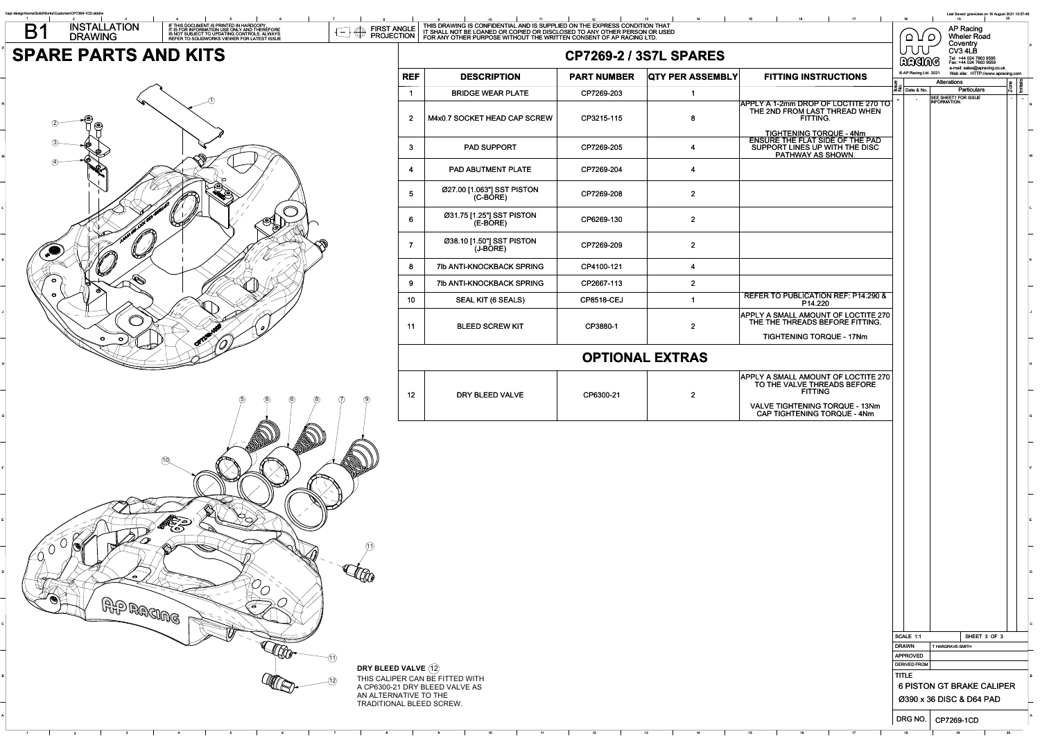# B1 INSTALLATION DRAWING

IF THIS DOCUMENT IS PRINTED IN HARDCOPY IT IS FOR INFORMATION USE ONLY AND THEREFORE IS NOT SUBJECT TO UPDATING CONTROLS. ALWAYS REFER TO SOLIDWORKS VIEWER FOR LATEST ISSUE

FIRST ANGLE PROJECTION

THIS DRAWING IS CONFIDENTIAL AND IS SUPPLIED ON THE EXPRESS CONDITION THAT IT SHALL NOT BE LOANED OR COPIED OR DISCLOSED TO ANY OTHER PERSON OR USED FOR ANY OTHER PURPOSE WITHOUT THE WRITTEN CONSENT OF AP RACING LTD.

## SPARE PARTS AND KITS

## CP7269-2 / 3S7L SPARES

| REF | DESCRIPTION | PART NUMBER | QTY PER ASSEMBLY | FITTING INSTRUCTIONS |
|---|---|---|---|---|
| 1 | BRIDGE WEAR PLATE | CP7269-203 | 1 | |
| 2 | M4x0.7 SOCKET HEAD CAP SCREW | CP3215-115 | 8 | APPLY A 1-2mm DROP OF LOCTITE 270 TO THE 2ND FROM LAST THREAD WHEN FITTING. TIGHTENING TORQUE - 4Nm |
| 3 | PAD SUPPORT | CP7269-205 | 4 | ENSURE THE FLAT SIDE OF THE PAD SUPPORT LINES UP WITH THE DISC PATHWAY AS SHOWN. |
| 4 | PAD ABUTMENT PLATE | CP7269-204 | 4 | |
| 5 | Ø27.00 [1.063"] SST PISTON (C-BORE) | CP7269-208 | 2 | |
| 6 | Ø31.75 [1.25"] SST PISTON (E-BORE) | CP6269-130 | 2 | |
| 7 | Ø38.10 [1.50"] SST PISTON (J-BORE) | CP7269-209 | 2 | |
| 8 | 7lb ANTI-KNOCKBACK SPRING | CP4100-121 | 4 | |
| 9 | 7lb ANTI-KNOCKBACK SPRING | CP2667-113 | 2 | |
| 10 | SEAL KIT (6 SEALS) | CP8518-CEJ | 1 | REFER TO PUBLICATION REF: P14.290 & P14.220 |
| 11 | BLEED SCREW KIT | CP3880-1 | 2 | APPLY A SMALL AMOUNT OF LOCTITE 270 THE THE THREADS BEFORE FITTING. TIGHTENING TORQUE - 17Nm |

## OPTIONAL EXTRAS

| REF | DESCRIPTION | PART NUMBER | QTY PER ASSEMBLY | FITTING INSTRUCTIONS |
|---|---|---|---|---|
| 12 | DRY BLEED VALVE | CP6300-21 | 2 | APPLY A SMALL AMOUNT OF LOCTITE 270 TO THE VALVE THREADS BEFORE FITTING. VALVE TIGHTENING TORQUE - 13Nm. CAP TIGHTENING TORQUE - 4Nm |

**DRY BLEED VALVE (12)**
THIS CALIPER CAN BE FITTED WITH A CP6300-21 DRY BLEED VALVE AS AN ALTERNATIVE TO THE TRADITIONAL BLEED SCREW.

AP Racing
Wheler Road
Coventry
CV3 4LB
Tel: +44 024 7663 9595
Fax: +44 024 7663 9559
e-mail: sales@apracing.co.uk
Web site: HTTP://www.apracing.com
© AP Racing Ltd. 2021

| Issue No. | Date & No. | Alterations Particulars | Zone | Initials |
|---|---|---|---|---|
| - | - | SEE SHEET1 FOR ISSUE INFORMATION. | - | - |

SCALE 1:1 | SHEET 3 OF 3
DRAWN: T HARGRAVE-SMITH
APPROVED:
DERIVED FROM:
TITLE: 6 PISTON GT BRAKE CALIPER Ø390 x 36 DISC & D64 PAD
DRG NO. CP7269-1CD